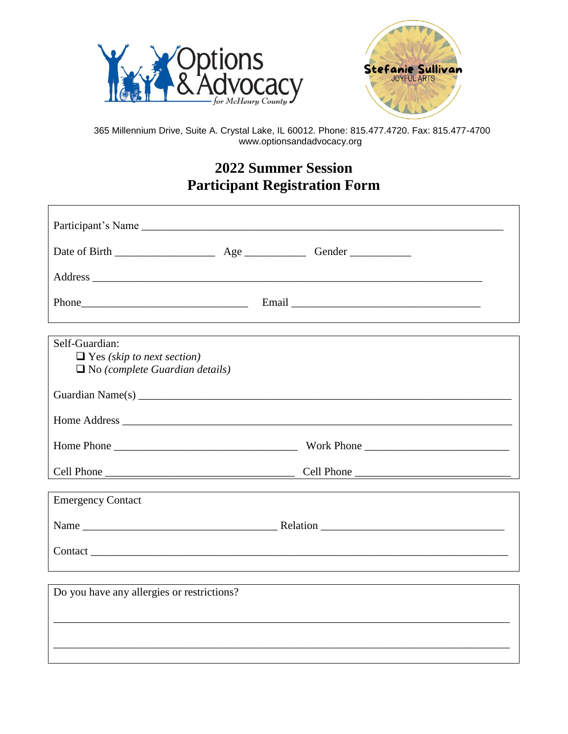Options & Advocacy for McHenry County

Stefanie Sullivan JOYFUL ARTS

365 Millennium Drive, Suite A. Crystal Lake, IL 60012. Phone: 815.477.4720. Fax: 815.477-4700
www.optionsandadvocacy.org

# 2022 Summer Session
# Participant Registration Form

Participant's Name ___________________________________________

Date of Birth ________________ Age __________ Gender __________

Address ___________________________________________

Phone____________________________ Email ______________________________

---

Self-Guardian:

- ☐ Yes *(skip to next section)*
- ☐ No *(complete Guardian details)*

Guardian Name(s) ___________________________________________

Home Address ___________________________________________

Home Phone ______________________________ Work Phone ______________________

Cell Phone ______________________________ Cell Phone ______________________

---

Emergency Contact

Name ______________________________ Relation ______________________________

Contact ___________________________________________

---

Do you have any allergies or restrictions?

___________________________________________

___________________________________________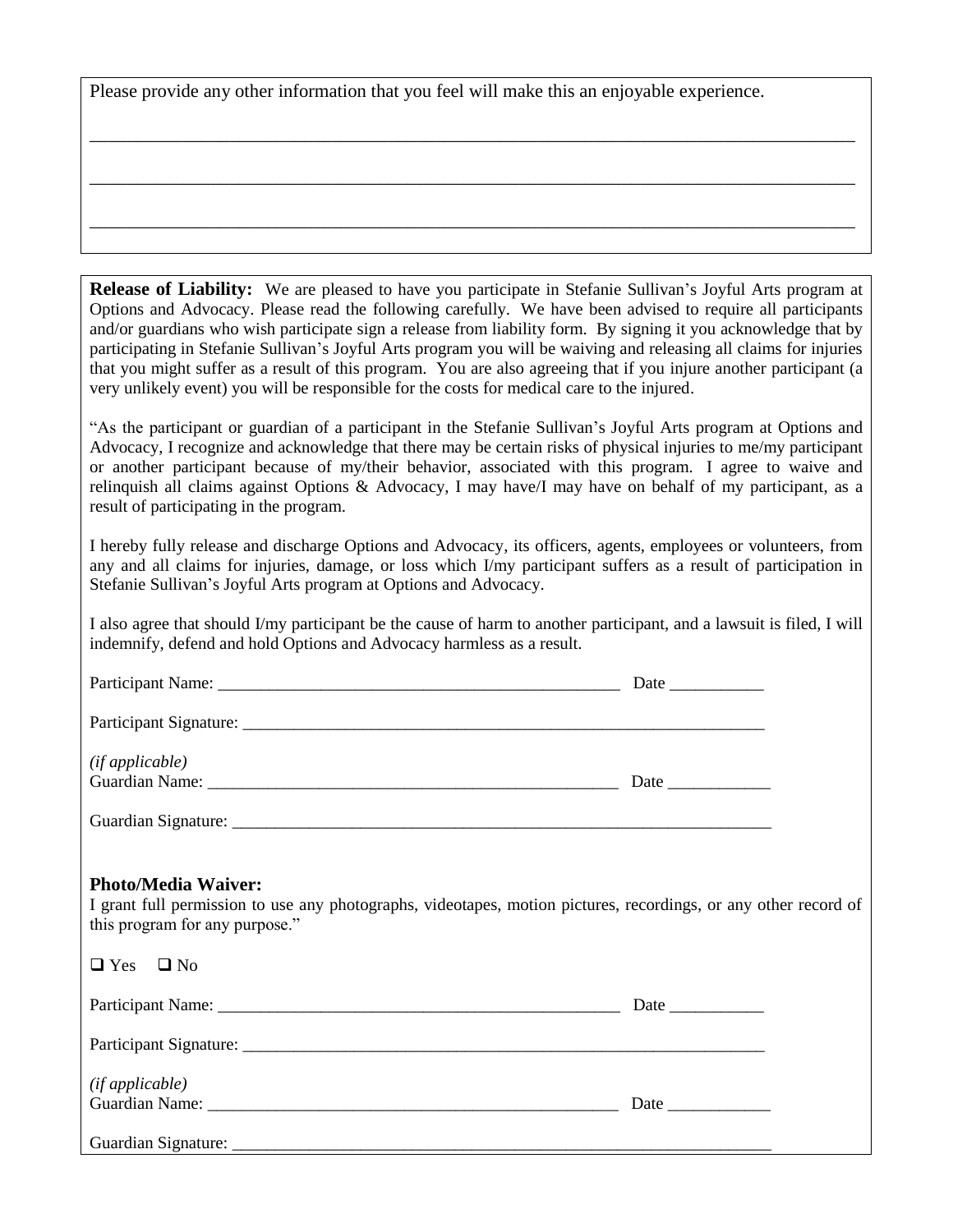Please provide any other information that you feel will make this an enjoyable experience.

\_\_\_\_\_\_\_\_\_\_\_\_\_\_\_\_\_\_\_\_\_\_\_\_\_\_\_\_\_\_\_\_\_\_\_\_\_\_\_\_\_\_\_\_\_\_\_\_\_\_\_\_\_\_\_\_\_\_\_\_\_\_\_\_\_\_\_\_\_\_\_\_\_\_\_\_\_\_\_\_\_\_

\_\_\_\_\_\_\_\_\_\_\_\_\_\_\_\_\_\_\_\_\_\_\_\_\_\_\_\_\_\_\_\_\_\_\_\_\_\_\_\_\_\_\_\_\_\_\_\_\_\_\_\_\_\_\_\_\_\_\_\_\_\_\_\_\_\_\_\_\_\_\_\_\_\_\_\_\_\_\_\_\_\_

\_\_\_\_\_\_\_\_\_\_\_\_\_\_\_\_\_\_\_\_\_\_\_\_\_\_\_\_\_\_\_\_\_\_\_\_\_\_\_\_\_\_\_\_\_\_\_\_\_\_\_\_\_\_\_\_\_\_\_\_\_\_\_\_\_\_\_\_\_\_\_\_\_\_\_\_\_\_\_\_\_\_

**Release of Liability:** We are pleased to have you participate in Stefanie Sullivan's Joyful Arts program at Options and Advocacy. Please read the following carefully. We have been advised to require all participants and/or guardians who wish participate sign a release from liability form. By signing it you acknowledge that by participating in Stefanie Sullivan's Joyful Arts program you will be waiving and releasing all claims for injuries that you might suffer as a result of this program. You are also agreeing that if you injure another participant (a very unlikely event) you will be responsible for the costs for medical care to the injured.

"As the participant or guardian of a participant in the Stefanie Sullivan's Joyful Arts program at Options and Advocacy, I recognize and acknowledge that there may be certain risks of physical injuries to me/my participant or another participant because of my/their behavior, associated with this program. I agree to waive and relinquish all claims against Options & Advocacy, I may have/I may have on behalf of my participant, as a result of participating in the program.

I hereby fully release and discharge Options and Advocacy, its officers, agents, employees or volunteers, from any and all claims for injuries, damage, or loss which I/my participant suffers as a result of participation in Stefanie Sullivan's Joyful Arts program at Options and Advocacy.

I also agree that should I/my participant be the cause of harm to another participant, and a lawsuit is filed, I will indemnify, defend and hold Options and Advocacy harmless as a result.

Participant Name: \_\_\_\_\_\_\_\_\_\_\_\_\_\_\_\_\_\_\_\_\_\_\_\_\_\_\_\_\_\_\_\_\_\_\_\_\_\_\_\_\_\_\_\_ Date \_\_\_\_\_\_\_\_\_\_\_

Participant Signature: \_\_\_\_\_\_\_\_\_\_\_\_\_\_\_\_\_\_\_\_\_\_\_\_\_\_\_\_\_\_\_\_\_\_\_\_\_\_\_\_\_\_\_\_\_\_\_\_\_\_\_\_\_\_\_\_

*(if applicable)*
Guardian Name: \_\_\_\_\_\_\_\_\_\_\_\_\_\_\_\_\_\_\_\_\_\_\_\_\_\_\_\_\_\_\_\_\_\_\_\_\_\_\_\_\_\_\_\_\_\_ Date \_\_\_\_\_\_\_\_\_\_\_\_

Guardian Signature: \_\_\_\_\_\_\_\_\_\_\_\_\_\_\_\_\_\_\_\_\_\_\_\_\_\_\_\_\_\_\_\_\_\_\_\_\_\_\_\_\_\_\_\_\_\_\_\_\_\_\_\_\_\_\_\_\_\_\_\_

**Photo/Media Waiver:**

I grant full permission to use any photographs, videotapes, motion pictures, recordings, or any other record of this program for any purpose."

☐ Yes ☐ No

Participant Name: \_\_\_\_\_\_\_\_\_\_\_\_\_\_\_\_\_\_\_\_\_\_\_\_\_\_\_\_\_\_\_\_\_\_\_\_\_\_\_\_\_\_\_\_ Date \_\_\_\_\_\_\_\_\_\_\_

Participant Signature: \_\_\_\_\_\_\_\_\_\_\_\_\_\_\_\_\_\_\_\_\_\_\_\_\_\_\_\_\_\_\_\_\_\_\_\_\_\_\_\_\_\_\_\_\_\_\_\_\_\_\_\_\_\_\_\_

*(if applicable)*
Guardian Name: \_\_\_\_\_\_\_\_\_\_\_\_\_\_\_\_\_\_\_\_\_\_\_\_\_\_\_\_\_\_\_\_\_\_\_\_\_\_\_\_\_\_\_\_\_\_ Date \_\_\_\_\_\_\_\_\_\_\_\_

Guardian Signature: \_\_\_\_\_\_\_\_\_\_\_\_\_\_\_\_\_\_\_\_\_\_\_\_\_\_\_\_\_\_\_\_\_\_\_\_\_\_\_\_\_\_\_\_\_\_\_\_\_\_\_\_\_\_\_\_\_\_\_\_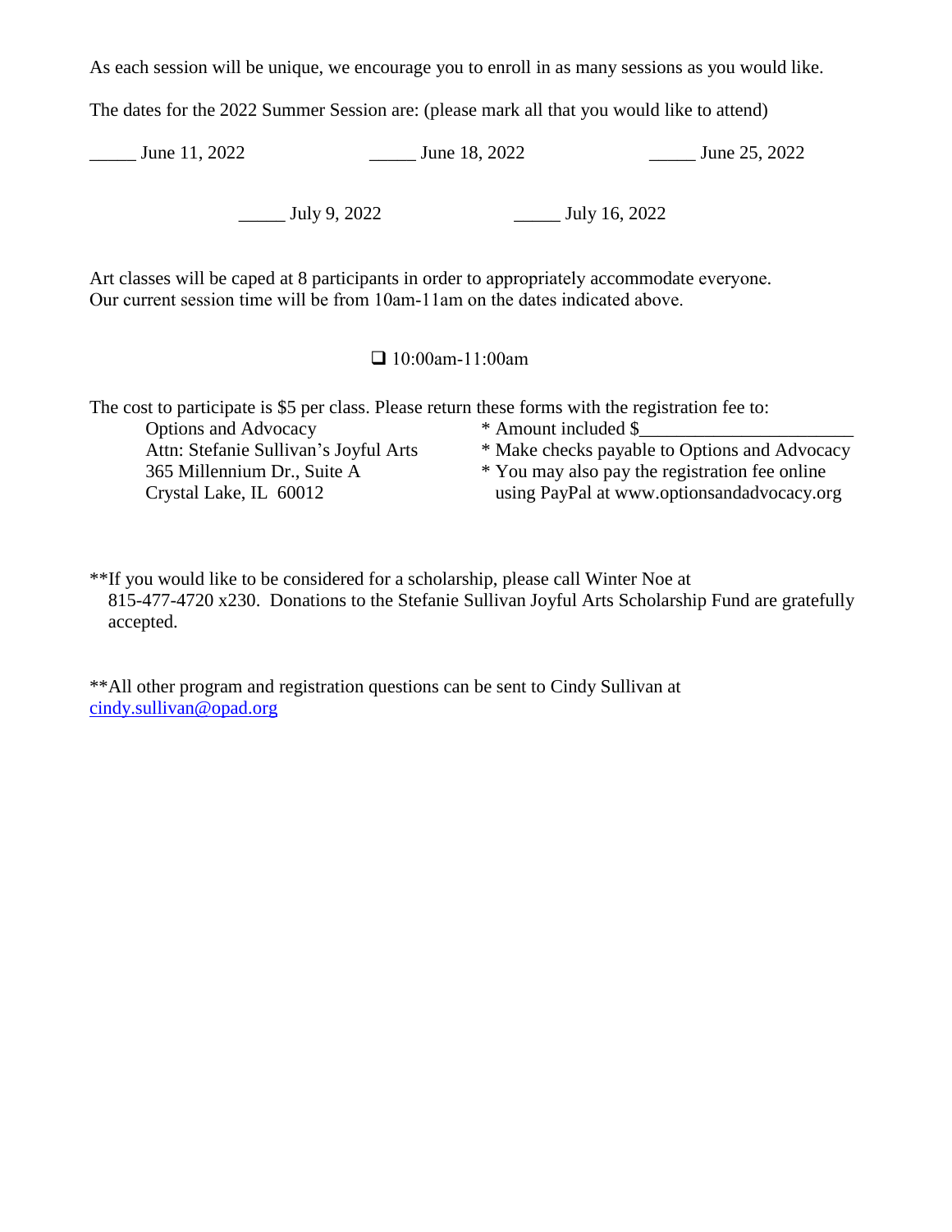As each session will be unique, we encourage you to enroll in as many sessions as you would like.

The dates for the 2022 Summer Session are: (please mark all that you would like to attend)

_____ June 11, 2022 _____ June 18, 2022 _____ June 25, 2022

_____ July 9, 2022 _____ July 16, 2022

Art classes will be caped at 8 participants in order to appropriately accommodate everyone.
Our current session time will be from 10am-11am on the dates indicated above.

❑ 10:00am-11:00am

The cost to participate is $5 per class. Please return these forms with the registration fee to:

Options and Advocacy
Attn: Stefanie Sullivan's Joyful Arts
365 Millennium Dr., Suite A
Crystal Lake, IL 60012

* Amount included $______________________
* Make checks payable to Options and Advocacy
* You may also pay the registration fee online using PayPal at www.optionsandadvocacy.org

**If you would like to be considered for a scholarship, please call Winter Noe at 815-477-4720 x230. Donations to the Stefanie Sullivan Joyful Arts Scholarship Fund are gratefully accepted.

**All other program and registration questions can be sent to Cindy Sullivan at cindy.sullivan@opad.org